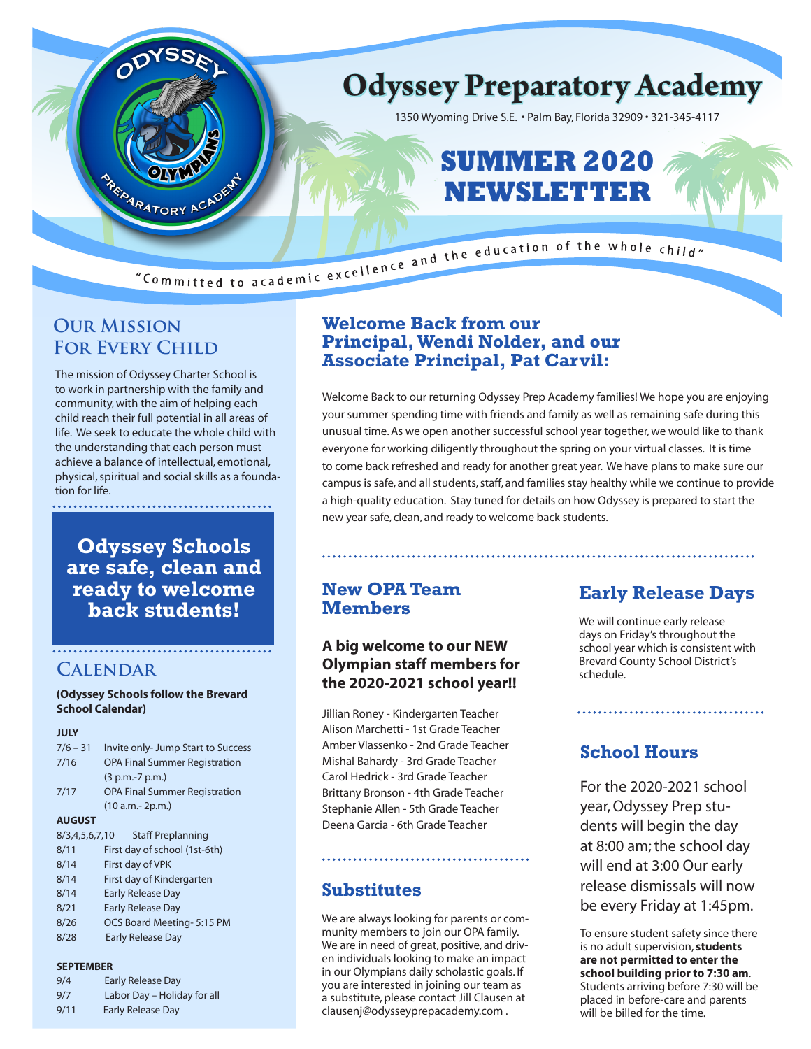# Odyssey Preparatory Academy

1350 Wyoming Drive S.E. • Palm Bay, Florida 32909 • 321-345-4117

# SUMMER 2020 NEWSLETTER

"Committed to academic excellence and the education of the whole child"

## Our Mission For Every Child

The mission of Odyssey Charter School is to work in partnership with the family and community, with the aim of helping each child reach their full potential in all areas of life. We seek to educate the whole child with the understanding that each person must achieve a balance of intellectual, emotional, physical, spiritual and social skills as a foundation for life.

**Odyssey Schools are safe, clean and ready to welcome back students!**

## Calendar

**(Odyssey Schools follow the Brevard School Calendar)**

**JULY**

| | |
|---|---|
| 7/6 – 31 | Invite only- Jump Start to Success |
| 7/16 | OPA Final Summer Registration (3 p.m.-7 p.m.) |
| 7/17 | OPA Final Summer Registration (10 a.m.- 2p.m.) |

**AUGUST**

| | |
|---|---|
| 8/3,4,5,6,7,10 | Staff Preplanning |
| 8/11 | First day of school (1st-6th) |
| 8/14 | First day of VPK |
| 8/14 | First day of Kindergarten |
| 8/14 | Early Release Day |
| 8/21 | Early Release Day |
| 8/26 | OCS Board Meeting- 5:15 PM |
| 8/28 | Early Release Day |

**SEPTEMBER**

| | |
|---|---|
| 9/4 | Early Release Day |
| 9/7 | Labor Day – Holiday for all |
| 9/11 | Early Release Day |

## Welcome Back from our Principal, Wendi Nolder, and our Associate Principal, Pat Carvil:

Welcome Back to our returning Odyssey Prep Academy families! We hope you are enjoying your summer spending time with friends and family as well as remaining safe during this unusual time. As we open another successful school year together, we would like to thank everyone for working diligently throughout the spring on your virtual classes. It is time to come back refreshed and ready for another great year. We have plans to make sure our campus is safe, and all students, staff, and families stay healthy while we continue to provide a high-quality education. Stay tuned for details on how Odyssey is prepared to start the new year safe, clean, and ready to welcome back students.

## New OPA Team Members

### A big welcome to our NEW Olympian staff members for the 2020-2021 school year!!

Jillian Roney - Kindergarten Teacher
Alison Marchetti - 1st Grade Teacher
Amber Vlassenko - 2nd Grade Teacher
Mishal Bahardy - 3rd Grade Teacher
Carol Hedrick - 3rd Grade Teacher
Brittany Bronson - 4th Grade Teacher
Stephanie Allen - 5th Grade Teacher
Deena Garcia - 6th Grade Teacher

## Substitutes

We are always looking for parents or community members to join our OPA family. We are in need of great, positive, and driven individuals looking to make an impact in our Olympians daily scholastic goals. If you are interested in joining our team as a substitute, please contact Jill Clausen at clausenj@odysseyprepacademy.com .

## Early Release Days

We will continue early release days on Friday's throughout the school year which is consistent with Brevard County School District's schedule.

## School Hours

For the 2020-2021 school year, Odyssey Prep students will begin the day at 8:00 am; the school day will end at 3:00 Our early release dismissals will now be every Friday at 1:45pm.

To ensure student safety since there is no adult supervision, **students are not permitted to enter the school building prior to 7:30 am**. Students arriving before 7:30 will be placed in before-care and parents will be billed for the time.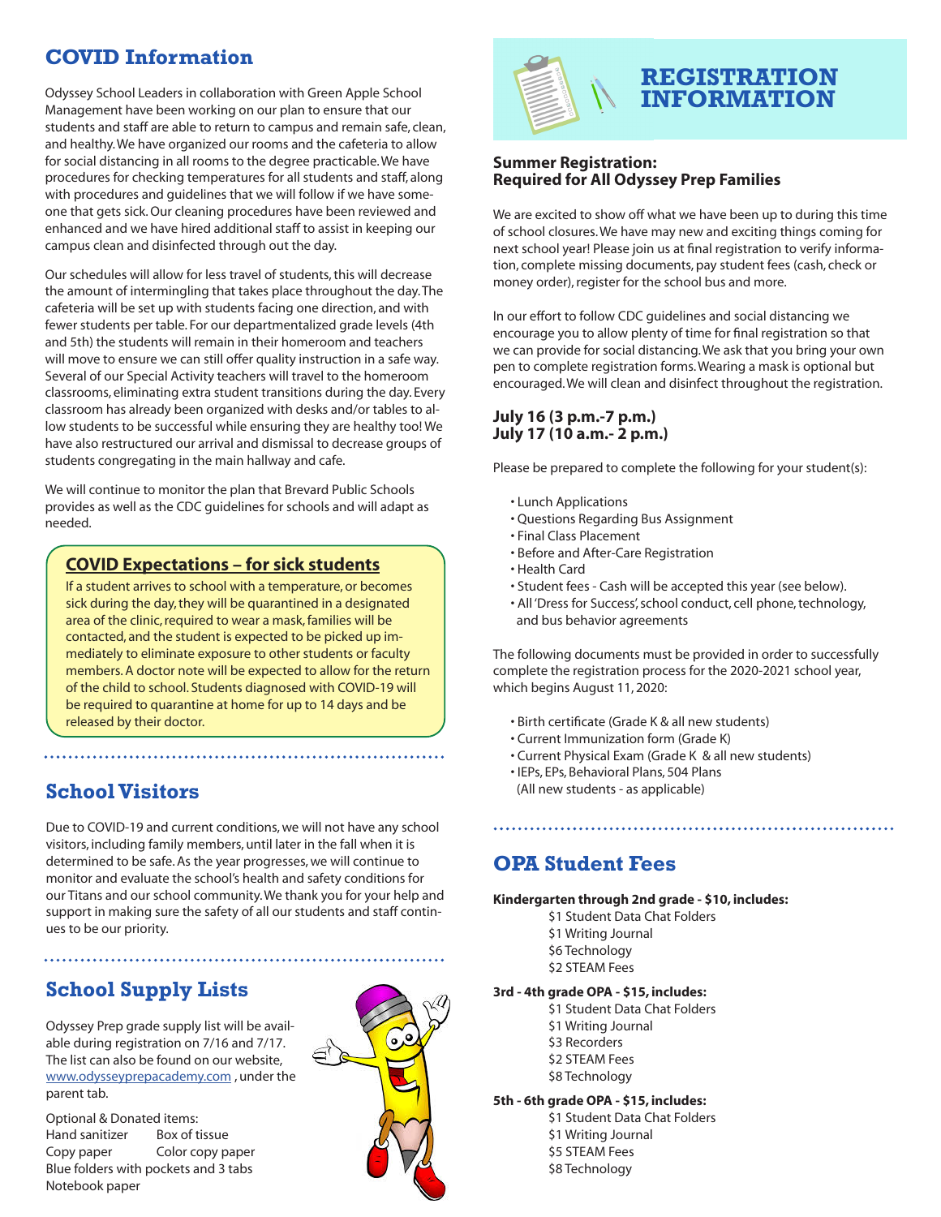## COVID Information

Odyssey School Leaders in collaboration with Green Apple School Management have been working on our plan to ensure that our students and staff are able to return to campus and remain safe, clean, and healthy. We have organized our rooms and the cafeteria to allow for social distancing in all rooms to the degree practicable. We have procedures for checking temperatures for all students and staff, along with procedures and guidelines that we will follow if we have someone that gets sick. Our cleaning procedures have been reviewed and enhanced and we have hired additional staff to assist in keeping our campus clean and disinfected through out the day.

Our schedules will allow for less travel of students, this will decrease the amount of intermingling that takes place throughout the day. The cafeteria will be set up with students facing one direction, and with fewer students per table. For our departmentalized grade levels (4th and 5th) the students will remain in their homeroom and teachers will move to ensure we can still offer quality instruction in a safe way. Several of our Special Activity teachers will travel to the homeroom classrooms, eliminating extra student transitions during the day. Every classroom has already been organized with desks and/or tables to allow students to be successful while ensuring they are healthy too! We have also restructured our arrival and dismissal to decrease groups of students congregating in the main hallway and cafe.

We will continue to monitor the plan that Brevard Public Schools provides as well as the CDC guidelines for schools and will adapt as needed.

### COVID Expectations – for sick students

If a student arrives to school with a temperature, or becomes sick during the day, they will be quarantined in a designated area of the clinic, required to wear a mask, families will be contacted, and the student is expected to be picked up immediately to eliminate exposure to other students or faculty members. A doctor note will be expected to allow for the return of the child to school. Students diagnosed with COVID-19 will be required to quarantine at home for up to 14 days and be released by their doctor.

## School Visitors

Due to COVID-19 and current conditions, we will not have any school visitors, including family members, until later in the fall when it is determined to be safe. As the year progresses, we will continue to monitor and evaluate the school's health and safety conditions for our Titans and our school community. We thank you for your help and support in making sure the safety of all our students and staff continues to be our priority.

## School Supply Lists

Odyssey Prep grade supply list will be available during registration on 7/16 and 7/17. The list can also be found on our website, www.odysseyprepacademy.com , under the parent tab.

Optional & Donated items:

- Hand sanitizer
- Box of tissue
- Copy paper
- Color copy paper
- Blue folders with pockets and 3 tabs
- Notebook paper

## REGISTRATION INFORMATION

**Summer Registration:**
**Required for All Odyssey Prep Families**

We are excited to show off what we have been up to during this time of school closures. We have may new and exciting things coming for next school year! Please join us at final registration to verify information, complete missing documents, pay student fees (cash, check or money order), register for the school bus and more.

In our effort to follow CDC guidelines and social distancing we encourage you to allow plenty of time for final registration so that we can provide for social distancing. We ask that you bring your own pen to complete registration forms. Wearing a mask is optional but encouraged. We will clean and disinfect throughout the registration.

**July 16 (3 p.m.-7 p.m.)**
**July 17 (10 a.m.- 2 p.m.)**

Please be prepared to complete the following for your student(s):

- Lunch Applications
- Questions Regarding Bus Assignment
- Final Class Placement
- Before and After-Care Registration
- Health Card
- Student fees - Cash will be accepted this year (see below).
- All 'Dress for Success', school conduct, cell phone, technology, and bus behavior agreements

The following documents must be provided in order to successfully complete the registration process for the 2020-2021 school year, which begins August 11, 2020:

- Birth certificate (Grade K & all new students)
- Current Immunization form (Grade K)
- Current Physical Exam (Grade K & all new students)
- IEPs, EPs, Behavioral Plans, 504 Plans (All new students - as applicable)

## OPA Student Fees

**Kindergarten through 2nd grade - $10, includes:**

- $1 Student Data Chat Folders
- $1 Writing Journal
- $6 Technology
- $2 STEAM Fees

**3rd - 4th grade OPA - $15, includes:**

- $1 Student Data Chat Folders
- $1 Writing Journal
- $3 Recorders
- $2 STEAM Fees
- $8 Technology

**5th - 6th grade OPA - $15, includes:**

- $1 Student Data Chat Folders
- $1 Writing Journal
- $5 STEAM Fees
- $8 Technology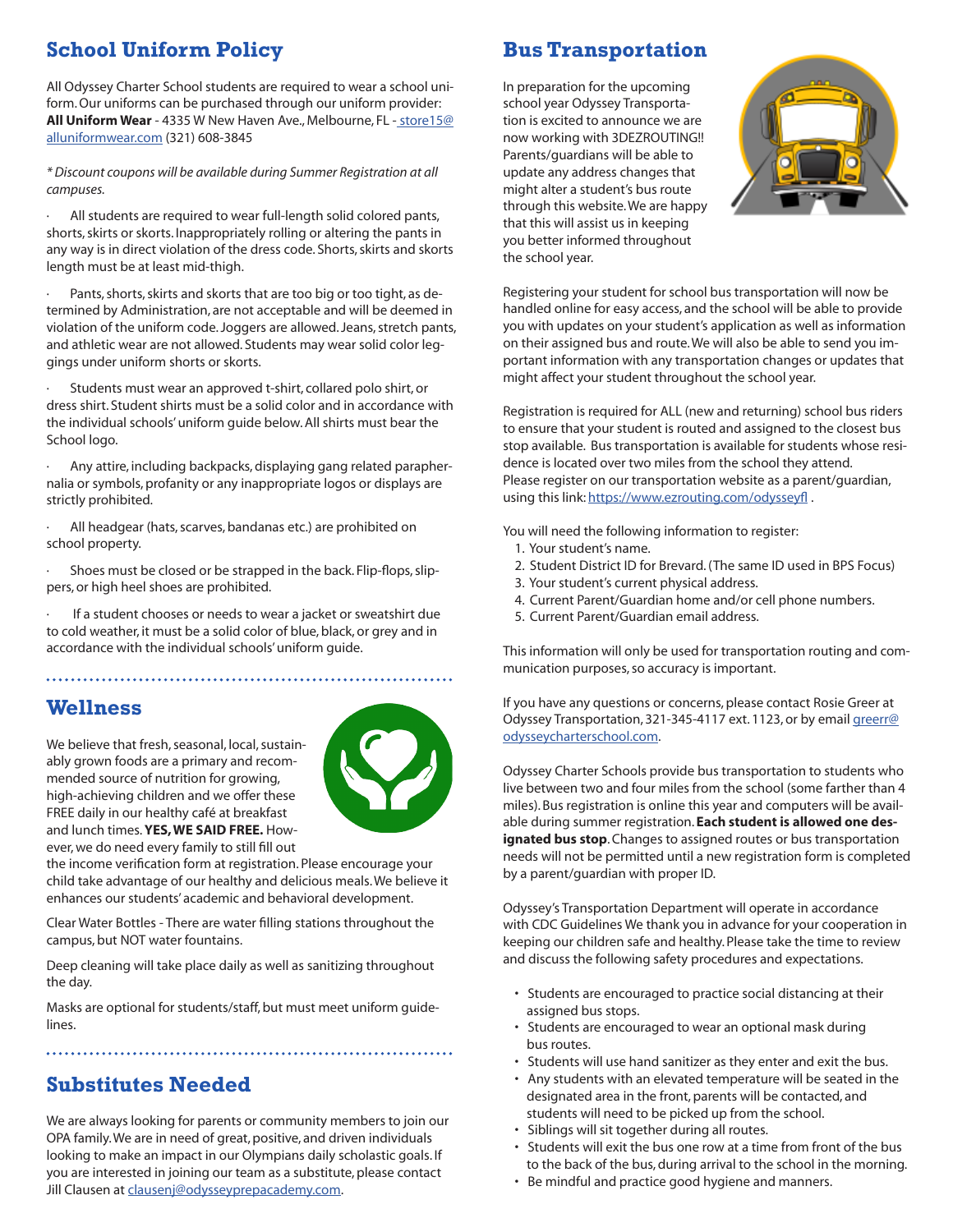## School Uniform Policy

All Odyssey Charter School students are required to wear a school uniform. Our uniforms can be purchased through our uniform provider: **All Uniform Wear** - 4335 W New Haven Ave., Melbourne, FL - store15@alluniformwear.com (321) 608-3845

*\* Discount coupons will be available during Summer Registration at all campuses.*

- All students are required to wear full-length solid colored pants, shorts, skirts or skorts. Inappropriately rolling or altering the pants in any way is in direct violation of the dress code. Shorts, skirts and skorts length must be at least mid-thigh.
- Pants, shorts, skirts and skorts that are too big or too tight, as determined by Administration, are not acceptable and will be deemed in violation of the uniform code. Joggers are allowed. Jeans, stretch pants, and athletic wear are not allowed. Students may wear solid color leggings under uniform shorts or skorts.
- Students must wear an approved t-shirt, collared polo shirt, or dress shirt. Student shirts must be a solid color and in accordance with the individual schools' uniform guide below. All shirts must bear the School logo.
- Any attire, including backpacks, displaying gang related paraphernalia or symbols, profanity or any inappropriate logos or displays are strictly prohibited.
- All headgear (hats, scarves, bandanas etc.) are prohibited on school property.
- Shoes must be closed or be strapped in the back. Flip-flops, slippers, or high heel shoes are prohibited.
- If a student chooses or needs to wear a jacket or sweatshirt due to cold weather, it must be a solid color of blue, black, or grey and in accordance with the individual schools' uniform guide.

## Wellness

We believe that fresh, seasonal, local, sustainably grown foods are a primary and recommended source of nutrition for growing, high-achieving children and we offer these FREE daily in our healthy café at breakfast and lunch times. **YES, WE SAID FREE.** However, we do need every family to still fill out the income verification form at registration. Please encourage your child take advantage of our healthy and delicious meals. We believe it enhances our students' academic and behavioral development.

Clear Water Bottles - There are water filling stations throughout the campus, but NOT water fountains.

Deep cleaning will take place daily as well as sanitizing throughout the day.

Masks are optional for students/staff, but must meet uniform guidelines.

## Substitutes Needed

We are always looking for parents or community members to join our OPA family. We are in need of great, positive, and driven individuals looking to make an impact in our Olympians daily scholastic goals. If you are interested in joining our team as a substitute, please contact Jill Clausen at clausenj@odysseyprepacademy.com.

## Bus Transportation

In preparation for the upcoming school year Odyssey Transportation is excited to announce we are now working with 3DEZROUTING!! Parents/guardians will be able to update any address changes that might alter a student's bus route through this website. We are happy that this will assist us in keeping you better informed throughout the school year.

Registering your student for school bus transportation will now be handled online for easy access, and the school will be able to provide you with updates on your student's application as well as information on their assigned bus and route. We will also be able to send you important information with any transportation changes or updates that might affect your student throughout the school year.

Registration is required for ALL (new and returning) school bus riders to ensure that your student is routed and assigned to the closest bus stop available. Bus transportation is available for students whose residence is located over two miles from the school they attend. Please register on our transportation website as a parent/guardian, using this link: https://www.ezrouting.com/odysseyfl .

You will need the following information to register:

1. Your student's name.
2. Student District ID for Brevard. (The same ID used in BPS Focus)
3. Your student's current physical address.
4. Current Parent/Guardian home and/or cell phone numbers.
5. Current Parent/Guardian email address.

This information will only be used for transportation routing and communication purposes, so accuracy is important.

If you have any questions or concerns, please contact Rosie Greer at Odyssey Transportation, 321-345-4117 ext. 1123, or by email greerr@odysseycharterschool.com.

Odyssey Charter Schools provide bus transportation to students who live between two and four miles from the school (some farther than 4 miles). Bus registration is online this year and computers will be available during summer registration. **Each student is allowed one designated bus stop**. Changes to assigned routes or bus transportation needs will not be permitted until a new registration form is completed by a parent/guardian with proper ID.

Odyssey's Transportation Department will operate in accordance with CDC Guidelines We thank you in advance for your cooperation in keeping our children safe and healthy. Please take the time to review and discuss the following safety procedures and expectations.

- Students are encouraged to practice social distancing at their assigned bus stops.
- Students are encouraged to wear an optional mask during bus routes.
- Students will use hand sanitizer as they enter and exit the bus.
- Any students with an elevated temperature will be seated in the designated area in the front, parents will be contacted, and students will need to be picked up from the school.
- Siblings will sit together during all routes.
- Students will exit the bus one row at a time from front of the bus to the back of the bus, during arrival to the school in the morning.
- Be mindful and practice good hygiene and manners.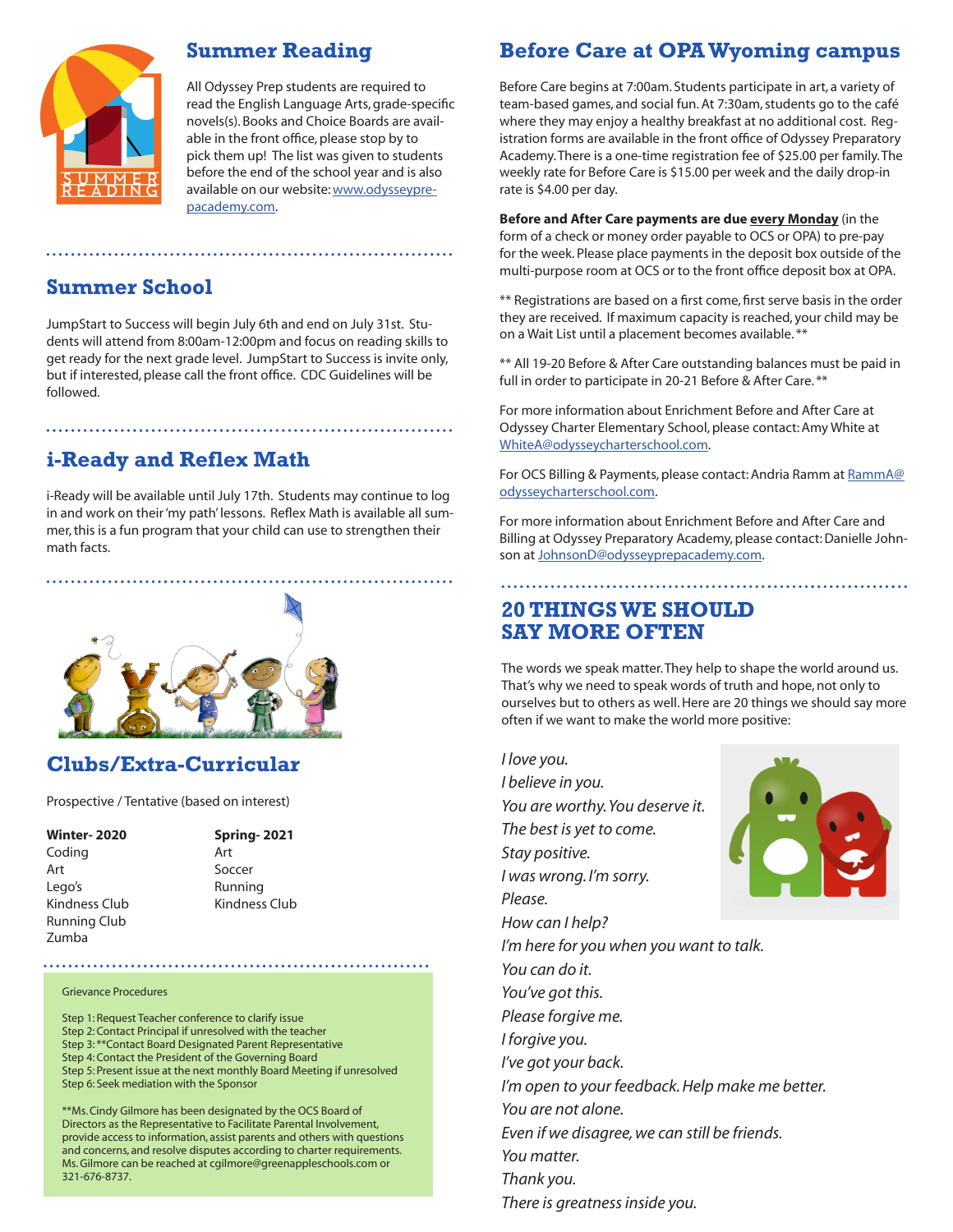## Summer Reading

All Odyssey Prep students are required to read the English Language Arts, grade-specific novels(s). Books and Choice Boards are available in the front office, please stop by to pick them up! The list was given to students before the end of the school year and is also available on our website: www.odysseyprepacademy.com.

## Summer School

JumpStart to Success will begin July 6th and end on July 31st. Students will attend from 8:00am-12:00pm and focus on reading skills to get ready for the next grade level. JumpStart to Success is invite only, but if interested, please call the front office. CDC Guidelines will be followed.

## i-Ready and Reflex Math

i-Ready will be available until July 17th. Students may continue to log in and work on their 'my path' lessons. Reflex Math is available all summer, this is a fun program that your child can use to strengthen their math facts.

## Clubs/Extra-Curricular

Prospective / Tentative (based on interest)

**Winter- 2020**
Coding
Art
Lego's
Kindness Club
Running Club
Zumba

**Spring- 2021**
Art
Soccer
Running
Kindness Club

Grievance Procedures

Step 1: Request Teacher conference to clarify issue
Step 2: Contact Principal if unresolved with the teacher
Step 3: **Contact Board Designated Parent Representative
Step 4: Contact the President of the Governing Board
Step 5: Present issue at the next monthly Board Meeting if unresolved
Step 6: Seek mediation with the Sponsor

**Ms. Cindy Gilmore has been designated by the OCS Board of Directors as the Representative to Facilitate Parental Involvement, provide access to information, assist parents and others with questions and concerns, and resolve disputes according to charter requirements. Ms. Gilmore can be reached at cgilmore@greenappleschools.com or 321-676-8737.

## Before Care at OPA Wyoming campus

Before Care begins at 7:00am. Students participate in art, a variety of team-based games, and social fun. At 7:30am, students go to the café where they may enjoy a healthy breakfast at no additional cost. Registration forms are available in the front office of Odyssey Preparatory Academy. There is a one-time registration fee of $25.00 per family. The weekly rate for Before Care is $15.00 per week and the daily drop-in rate is $4.00 per day.

**Before and After Care payments are due every Monday** (in the form of a check or money order payable to OCS or OPA) to pre-pay for the week. Please place payments in the deposit box outside of the multi-purpose room at OCS or to the front office deposit box at OPA.

** Registrations are based on a first come, first serve basis in the order they are received. If maximum capacity is reached, your child may be on a Wait List until a placement becomes available. **

** All 19-20 Before & After Care outstanding balances must be paid in full in order to participate in 20-21 Before & After Care. **

For more information about Enrichment Before and After Care at Odyssey Charter Elementary School, please contact: Amy White at WhiteA@odysseycharterschool.com.

For OCS Billing & Payments, please contact: Andria Ramm at RammA@odysseycharterschool.com.

For more information about Enrichment Before and After Care and Billing at Odyssey Preparatory Academy, please contact: Danielle Johnson at JohnsonD@odysseyprepacademy.com.

## 20 THINGS WE SHOULD SAY MORE OFTEN

The words we speak matter. They help to shape the world around us. That's why we need to speak words of truth and hope, not only to ourselves but to others as well. Here are 20 things we should say more often if we want to make the world more positive:

*I love you.*
*I believe in you.*
*You are worthy. You deserve it.*
*The best is yet to come.*
*Stay positive.*
*I was wrong. I'm sorry.*
*Please.*
*How can I help?*
*I'm here for you when you want to talk.*
*You can do it.*
*You've got this.*
*Please forgive me.*
*I forgive you.*
*I've got your back.*
*I'm open to your feedback. Help make me better.*
*You are not alone.*
*Even if we disagree, we can still be friends.*
*You matter.*
*Thank you.*
*There is greatness inside you.*